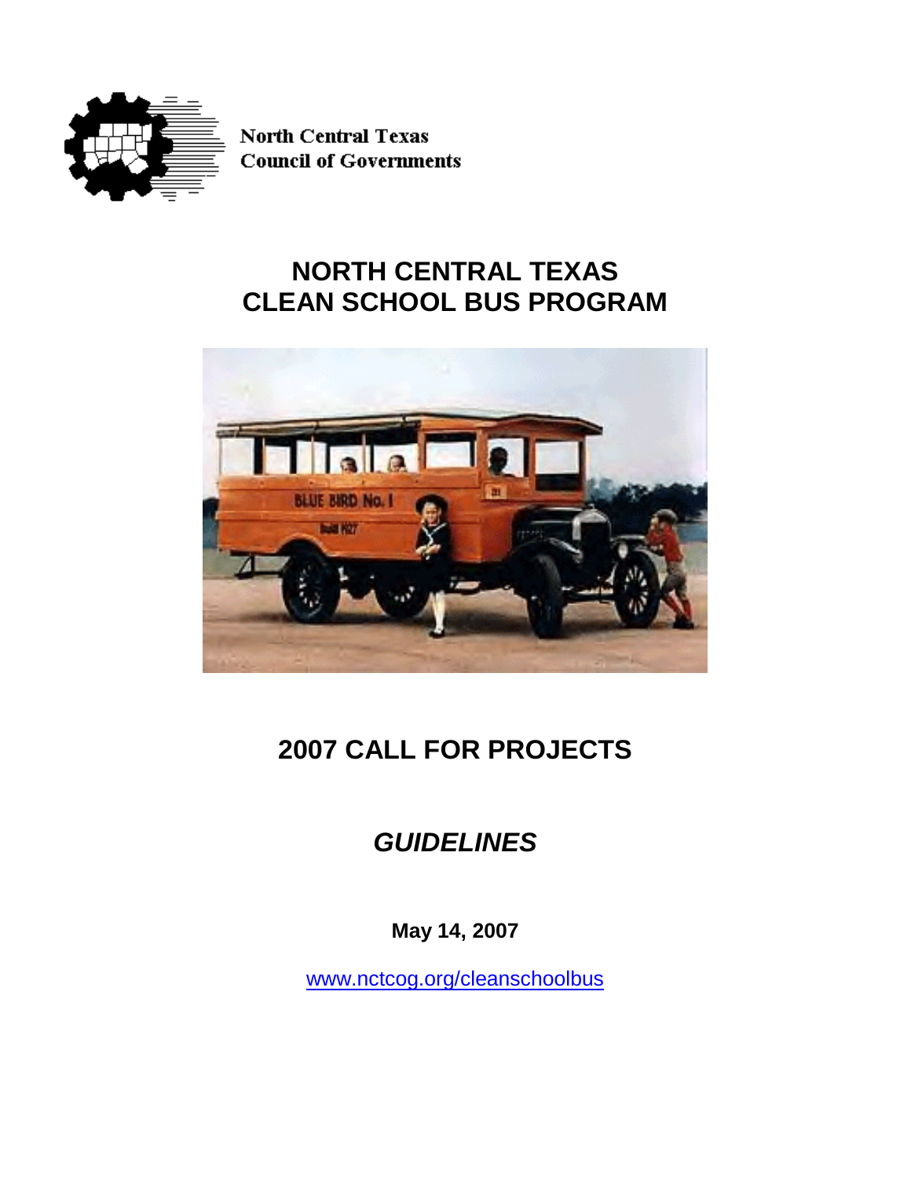North Central Texas
Council of Governments

# NORTH CENTRAL TEXAS CLEAN SCHOOL BUS PROGRAM

# 2007 CALL FOR PROJECTS

## *GUIDELINES*

**May 14, 2007**

www.nctcog.org/cleanschoolbus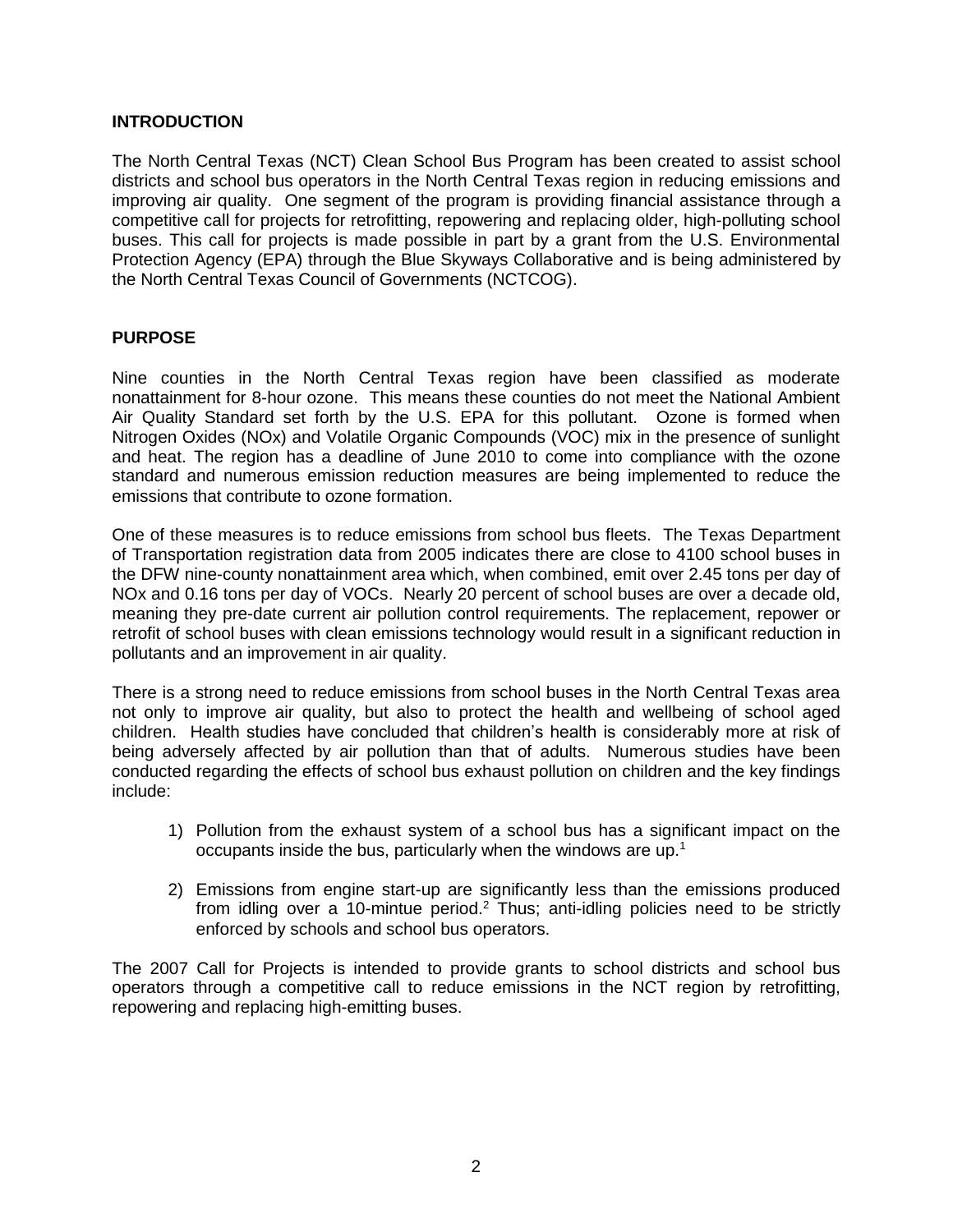## INTRODUCTION

The North Central Texas (NCT) Clean School Bus Program has been created to assist school districts and school bus operators in the North Central Texas region in reducing emissions and improving air quality. One segment of the program is providing financial assistance through a competitive call for projects for retrofitting, repowering and replacing older, high-polluting school buses. This call for projects is made possible in part by a grant from the U.S. Environmental Protection Agency (EPA) through the Blue Skyways Collaborative and is being administered by the North Central Texas Council of Governments (NCTCOG).

## PURPOSE

Nine counties in the North Central Texas region have been classified as moderate nonattainment for 8-hour ozone. This means these counties do not meet the National Ambient Air Quality Standard set forth by the U.S. EPA for this pollutant. Ozone is formed when Nitrogen Oxides (NOx) and Volatile Organic Compounds (VOC) mix in the presence of sunlight and heat. The region has a deadline of June 2010 to come into compliance with the ozone standard and numerous emission reduction measures are being implemented to reduce the emissions that contribute to ozone formation.

One of these measures is to reduce emissions from school bus fleets. The Texas Department of Transportation registration data from 2005 indicates there are close to 4100 school buses in the DFW nine-county nonattainment area which, when combined, emit over 2.45 tons per day of NOx and 0.16 tons per day of VOCs. Nearly 20 percent of school buses are over a decade old, meaning they pre-date current air pollution control requirements. The replacement, repower or retrofit of school buses with clean emissions technology would result in a significant reduction in pollutants and an improvement in air quality.

There is a strong need to reduce emissions from school buses in the North Central Texas area not only to improve air quality, but also to protect the health and wellbeing of school aged children. Health studies have concluded that children's health is considerably more at risk of being adversely affected by air pollution than that of adults. Numerous studies have been conducted regarding the effects of school bus exhaust pollution on children and the key findings include:

1) Pollution from the exhaust system of a school bus has a significant impact on the occupants inside the bus, particularly when the windows are up.[1]

2) Emissions from engine start-up are significantly less than the emissions produced from idling over a 10-mintue period.[2] Thus; anti-idling policies need to be strictly enforced by schools and school bus operators.

The 2007 Call for Projects is intended to provide grants to school districts and school bus operators through a competitive call to reduce emissions in the NCT region by retrofitting, repowering and replacing high-emitting buses.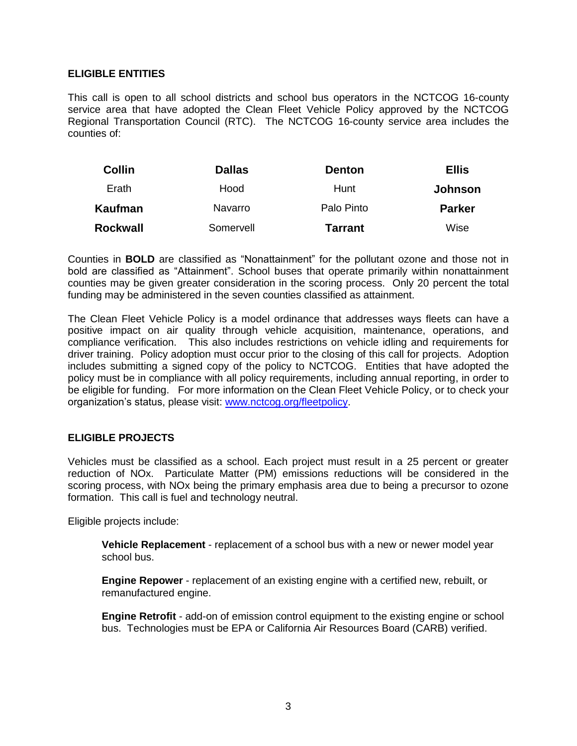**ELIGIBLE ENTITIES**

This call is open to all school districts and school bus operators in the NCTCOG 16-county service area that have adopted the Clean Fleet Vehicle Policy approved by the NCTCOG Regional Transportation Council (RTC). The NCTCOG 16-county service area includes the counties of:

| | | | |
|---|---|---|---|
| **Collin** | **Dallas** | **Denton** | **Ellis** |
| Erath | Hood | Hunt | **Johnson** |
| **Kaufman** | Navarro | Palo Pinto | **Parker** |
| **Rockwall** | Somervell | **Tarrant** | Wise |

Counties in **BOLD** are classified as "Nonattainment" for the pollutant ozone and those not in bold are classified as "Attainment". School buses that operate primarily within nonattainment counties may be given greater consideration in the scoring process. Only 20 percent the total funding may be administered in the seven counties classified as attainment.

The Clean Fleet Vehicle Policy is a model ordinance that addresses ways fleets can have a positive impact on air quality through vehicle acquisition, maintenance, operations, and compliance verification. This also includes restrictions on vehicle idling and requirements for driver training. Policy adoption must occur prior to the closing of this call for projects. Adoption includes submitting a signed copy of the policy to NCTCOG. Entities that have adopted the policy must be in compliance with all policy requirements, including annual reporting, in order to be eligible for funding. For more information on the Clean Fleet Vehicle Policy, or to check your organization's status, please visit: [www.nctcog.org/fleetpolicy](http://www.nctcog.org/fleetpolicy).

**ELIGIBLE PROJECTS**

Vehicles must be classified as a school. Each project must result in a 25 percent or greater reduction of NOx. Particulate Matter (PM) emissions reductions will be considered in the scoring process, with NOx being the primary emphasis area due to being a precursor to ozone formation. This call is fuel and technology neutral.

Eligible projects include:

**Vehicle Replacement** - replacement of a school bus with a new or newer model year school bus.

**Engine Repower** - replacement of an existing engine with a certified new, rebuilt, or remanufactured engine.

**Engine Retrofit** - add-on of emission control equipment to the existing engine or school bus. Technologies must be EPA or California Air Resources Board (CARB) verified.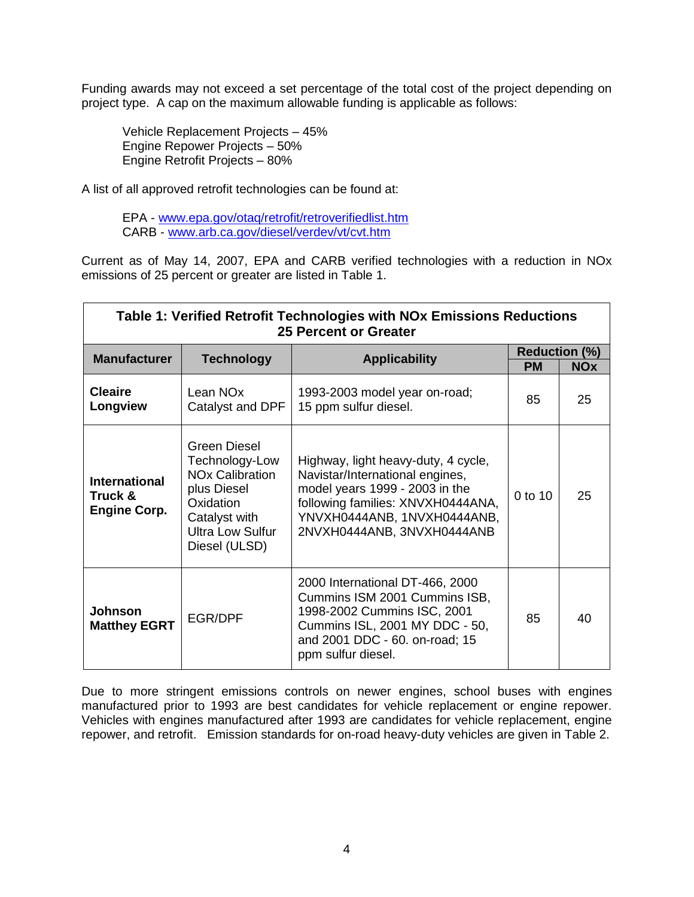Funding awards may not exceed a set percentage of the total cost of the project depending on project type. A cap on the maximum allowable funding is applicable as follows:

Vehicle Replacement Projects – 45%
Engine Repower Projects – 50%
Engine Retrofit Projects – 80%

A list of all approved retrofit technologies can be found at:

EPA - www.epa.gov/otaq/retrofit/retroverifiedlist.htm
CARB - www.arb.ca.gov/diesel/verdev/vt/cvt.htm

Current as of May 14, 2007, EPA and CARB verified technologies with a reduction in NOx emissions of 25 percent or greater are listed in Table 1.

**Table 1: Verified Retrofit Technologies with NOx Emissions Reductions 25 Percent or Greater**

| Manufacturer | Technology | Applicability | Reduction (%) | |
|---|---|---|---|---|
| | | | PM | NOx |
| **Cleaire Longview** | Lean NOx Catalyst and DPF | 1993-2003 model year on-road; 15 ppm sulfur diesel. | 85 | 25 |
| **International Truck & Engine Corp.** | Green Diesel Technology-Low NOx Calibration plus Diesel Oxidation Catalyst with Ultra Low Sulfur Diesel (ULSD) | Highway, light heavy-duty, 4 cycle, Navistar/International engines, model years 1999 - 2003 in the following families: XNVXH0444ANA, YNVXH0444ANB, 1NVXH0444ANB, 2NVXH0444ANB, 3NVXH0444ANB | 0 to 10 | 25 |
| **Johnson Matthey EGRT** | EGR/DPF | 2000 International DT-466, 2000 Cummins ISM 2001 Cummins ISB, 1998-2002 Cummins ISC, 2001 Cummins ISL, 2001 MY DDC - 50, and 2001 DDC - 60. on-road; 15 ppm sulfur diesel. | 85 | 40 |

Due to more stringent emissions controls on newer engines, school buses with engines manufactured prior to 1993 are best candidates for vehicle replacement or engine repower. Vehicles with engines manufactured after 1993 are candidates for vehicle replacement, engine repower, and retrofit. Emission standards for on-road heavy-duty vehicles are given in Table 2.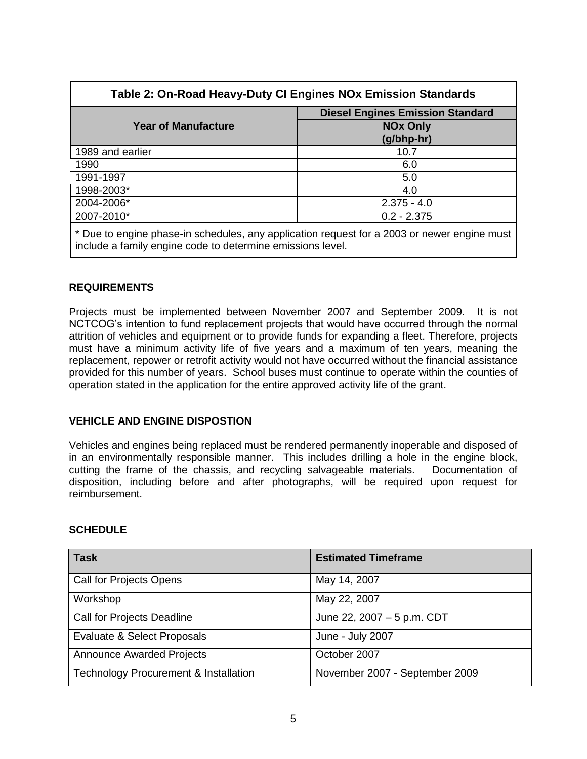| Table 2: On-Road Heavy-Duty CI Engines NOx Emission Standards | |
|---|---|
| Year of Manufacture | Diesel Engines Emission Standard<br>NOx Only<br>(g/bhp-hr) |
| 1989 and earlier | 10.7 |
| 1990 | 6.0 |
| 1991-1997 | 5.0 |
| 1998-2003* | 4.0 |
| 2004-2006* | 2.375 - 4.0 |
| 2007-2010* | 0.2 - 2.375 |

\* Due to engine phase-in schedules, any application request for a 2003 or newer engine must include a family engine code to determine emissions level.

## REQUIREMENTS

Projects must be implemented between November 2007 and September 2009. It is not NCTCOG's intention to fund replacement projects that would have occurred through the normal attrition of vehicles and equipment or to provide funds for expanding a fleet. Therefore, projects must have a minimum activity life of five years and a maximum of ten years, meaning the replacement, repower or retrofit activity would not have occurred without the financial assistance provided for this number of years. School buses must continue to operate within the counties of operation stated in the application for the entire approved activity life of the grant.

## VEHICLE AND ENGINE DISPOSTION

Vehicles and engines being replaced must be rendered permanently inoperable and disposed of in an environmentally responsible manner. This includes drilling a hole in the engine block, cutting the frame of the chassis, and recycling salvageable materials. Documentation of disposition, including before and after photographs, will be required upon request for reimbursement.

## SCHEDULE

| Task | Estimated Timeframe |
|---|---|
| Call for Projects Opens | May 14, 2007 |
| Workshop | May 22, 2007 |
| Call for Projects Deadline | June 22, 2007 – 5 p.m. CDT |
| Evaluate & Select Proposals | June - July 2007 |
| Announce Awarded Projects | October 2007 |
| Technology Procurement & Installation | November 2007 - September 2009 |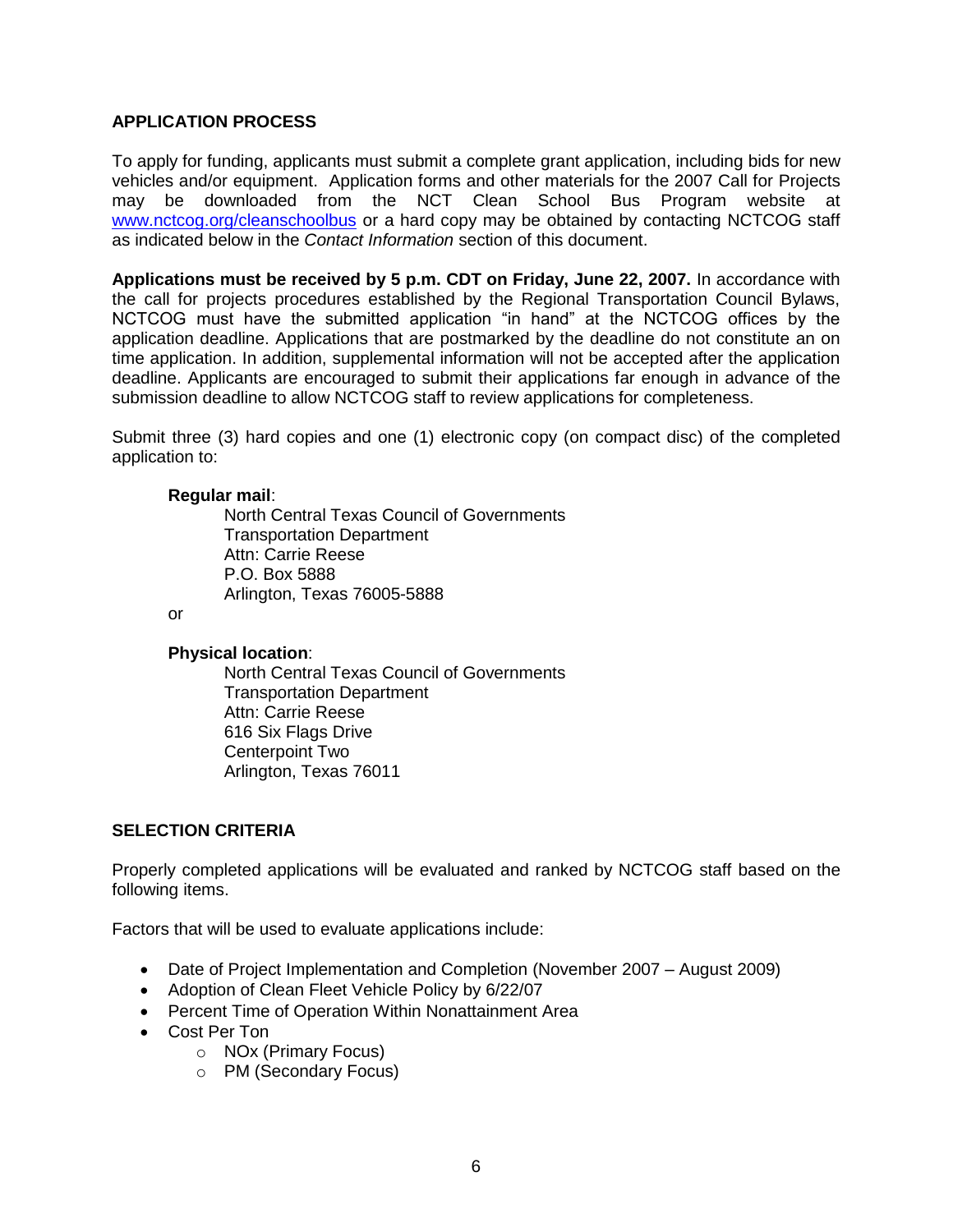## APPLICATION PROCESS

To apply for funding, applicants must submit a complete grant application, including bids for new vehicles and/or equipment. Application forms and other materials for the 2007 Call for Projects may be downloaded from the NCT Clean School Bus Program website at www.nctcog.org/cleanschoolbus or a hard copy may be obtained by contacting NCTCOG staff as indicated below in the *Contact Information* section of this document.

**Applications must be received by 5 p.m. CDT on Friday, June 22, 2007.** In accordance with the call for projects procedures established by the Regional Transportation Council Bylaws, NCTCOG must have the submitted application "in hand" at the NCTCOG offices by the application deadline. Applications that are postmarked by the deadline do not constitute an on time application. In addition, supplemental information will not be accepted after the application deadline. Applicants are encouraged to submit their applications far enough in advance of the submission deadline to allow NCTCOG staff to review applications for completeness.

Submit three (3) hard copies and one (1) electronic copy (on compact disc) of the completed application to:

**Regular mail**:

North Central Texas Council of Governments
Transportation Department
Attn: Carrie Reese
P.O. Box 5888
Arlington, Texas 76005-5888

or

**Physical location**:

North Central Texas Council of Governments
Transportation Department
Attn: Carrie Reese
616 Six Flags Drive
Centerpoint Two
Arlington, Texas 76011

## SELECTION CRITERIA

Properly completed applications will be evaluated and ranked by NCTCOG staff based on the following items.

Factors that will be used to evaluate applications include:

- Date of Project Implementation and Completion (November 2007 – August 2009)
- Adoption of Clean Fleet Vehicle Policy by 6/22/07
- Percent Time of Operation Within Nonattainment Area
- Cost Per Ton
  - NOx (Primary Focus)
  - PM (Secondary Focus)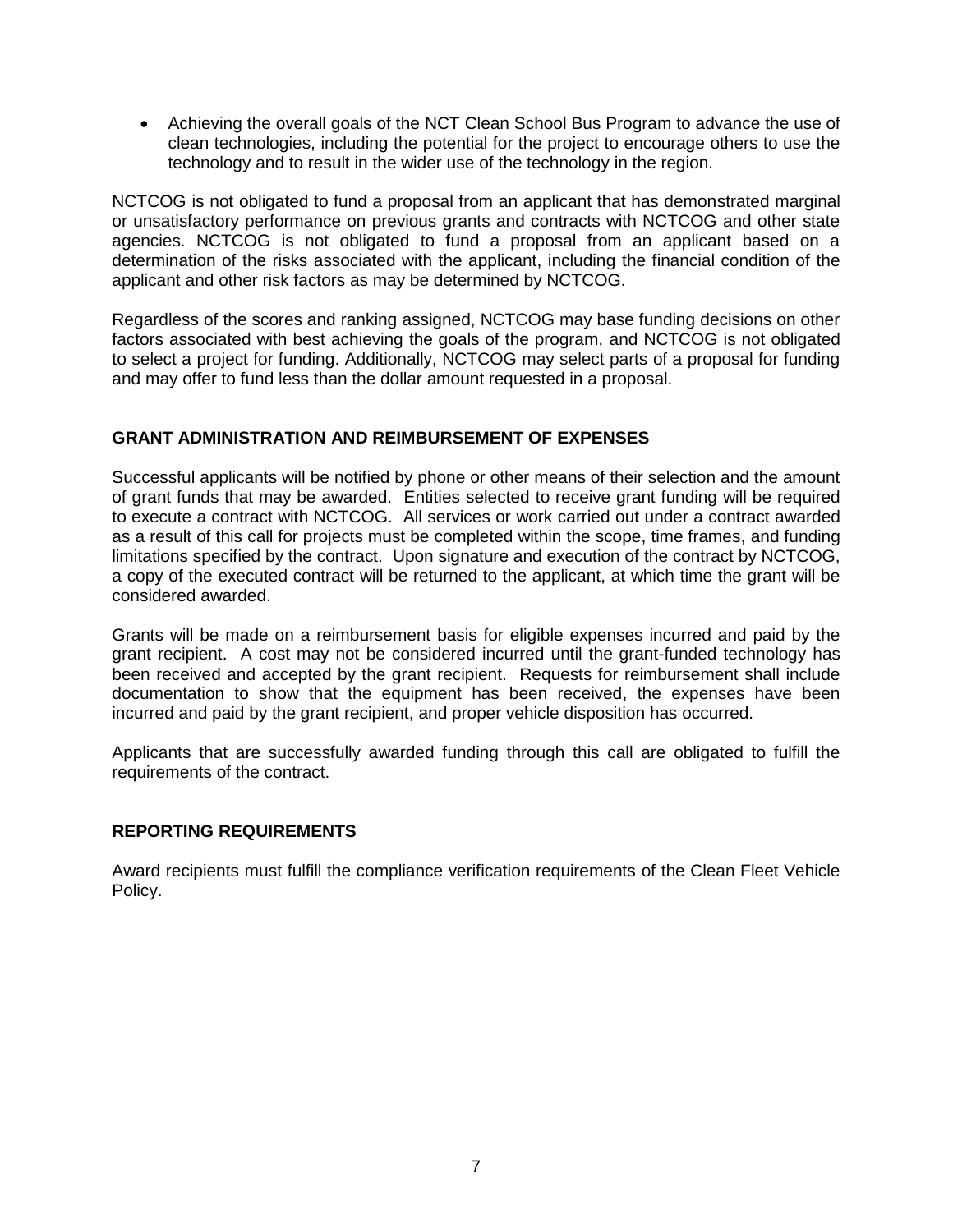- Achieving the overall goals of the NCT Clean School Bus Program to advance the use of clean technologies, including the potential for the project to encourage others to use the technology and to result in the wider use of the technology in the region.

NCTCOG is not obligated to fund a proposal from an applicant that has demonstrated marginal or unsatisfactory performance on previous grants and contracts with NCTCOG and other state agencies. NCTCOG is not obligated to fund a proposal from an applicant based on a determination of the risks associated with the applicant, including the financial condition of the applicant and other risk factors as may be determined by NCTCOG.

Regardless of the scores and ranking assigned, NCTCOG may base funding decisions on other factors associated with best achieving the goals of the program, and NCTCOG is not obligated to select a project for funding. Additionally, NCTCOG may select parts of a proposal for funding and may offer to fund less than the dollar amount requested in a proposal.

## GRANT ADMINISTRATION AND REIMBURSEMENT OF EXPENSES

Successful applicants will be notified by phone or other means of their selection and the amount of grant funds that may be awarded. Entities selected to receive grant funding will be required to execute a contract with NCTCOG. All services or work carried out under a contract awarded as a result of this call for projects must be completed within the scope, time frames, and funding limitations specified by the contract. Upon signature and execution of the contract by NCTCOG, a copy of the executed contract will be returned to the applicant, at which time the grant will be considered awarded.

Grants will be made on a reimbursement basis for eligible expenses incurred and paid by the grant recipient. A cost may not be considered incurred until the grant-funded technology has been received and accepted by the grant recipient. Requests for reimbursement shall include documentation to show that the equipment has been received, the expenses have been incurred and paid by the grant recipient, and proper vehicle disposition has occurred.

Applicants that are successfully awarded funding through this call are obligated to fulfill the requirements of the contract.

## REPORTING REQUIREMENTS

Award recipients must fulfill the compliance verification requirements of the Clean Fleet Vehicle Policy.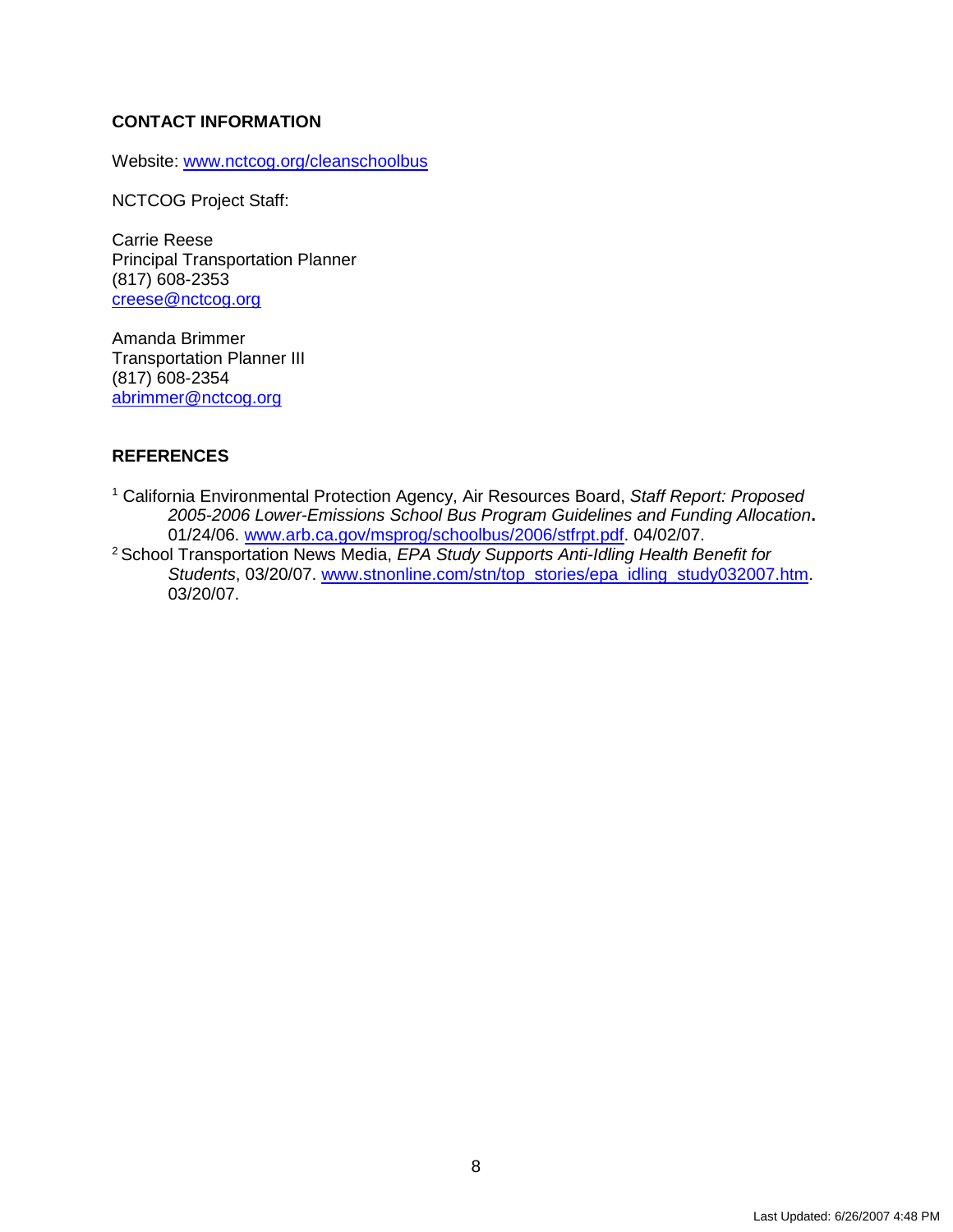## CONTACT INFORMATION

Website: www.nctcog.org/cleanschoolbus

NCTCOG Project Staff:

Carrie Reese
Principal Transportation Planner
(817) 608-2353
creese@nctcog.org

Amanda Brimmer
Transportation Planner III
(817) 608-2354
abrimmer@nctcog.org

## REFERENCES

[1] California Environmental Protection Agency, Air Resources Board, *Staff Report: Proposed 2005-2006 Lower-Emissions School Bus Program Guidelines and Funding Allocation***.** 01/24/06. www.arb.ca.gov/msprog/schoolbus/2006/stfrpt.pdf. 04/02/07.

[2] School Transportation News Media, *EPA Study Supports Anti-Idling Health Benefit for Students*, 03/20/07. www.stnonline.com/stn/top_stories/epa_idling_study032007.htm. 03/20/07.

Last Updated: 6/26/2007 4:48 PM